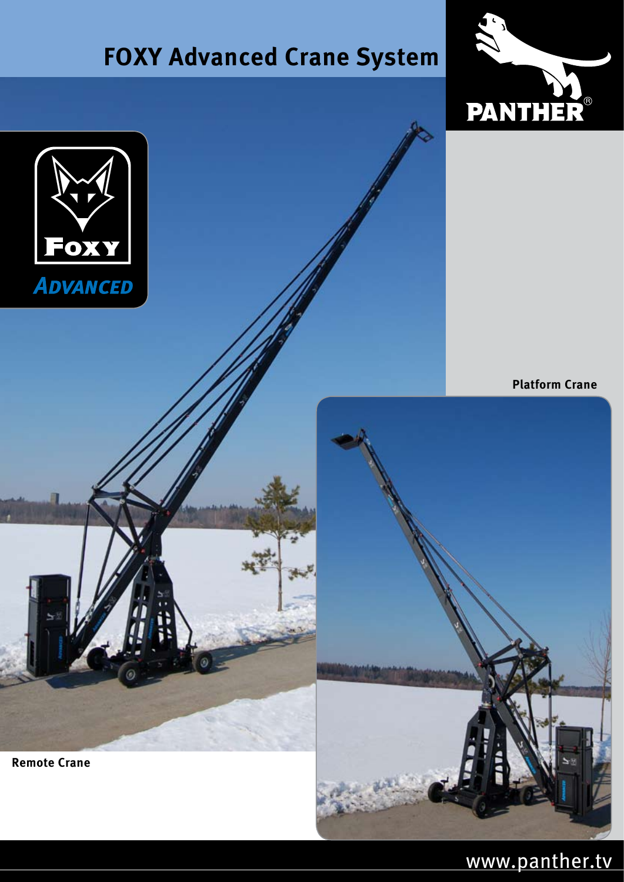# FOXY Advanced Crane System

PANTHER®

FOXY

*ADVANCED*

**Platform Crane**

**Remote Crane**

www.panther.tv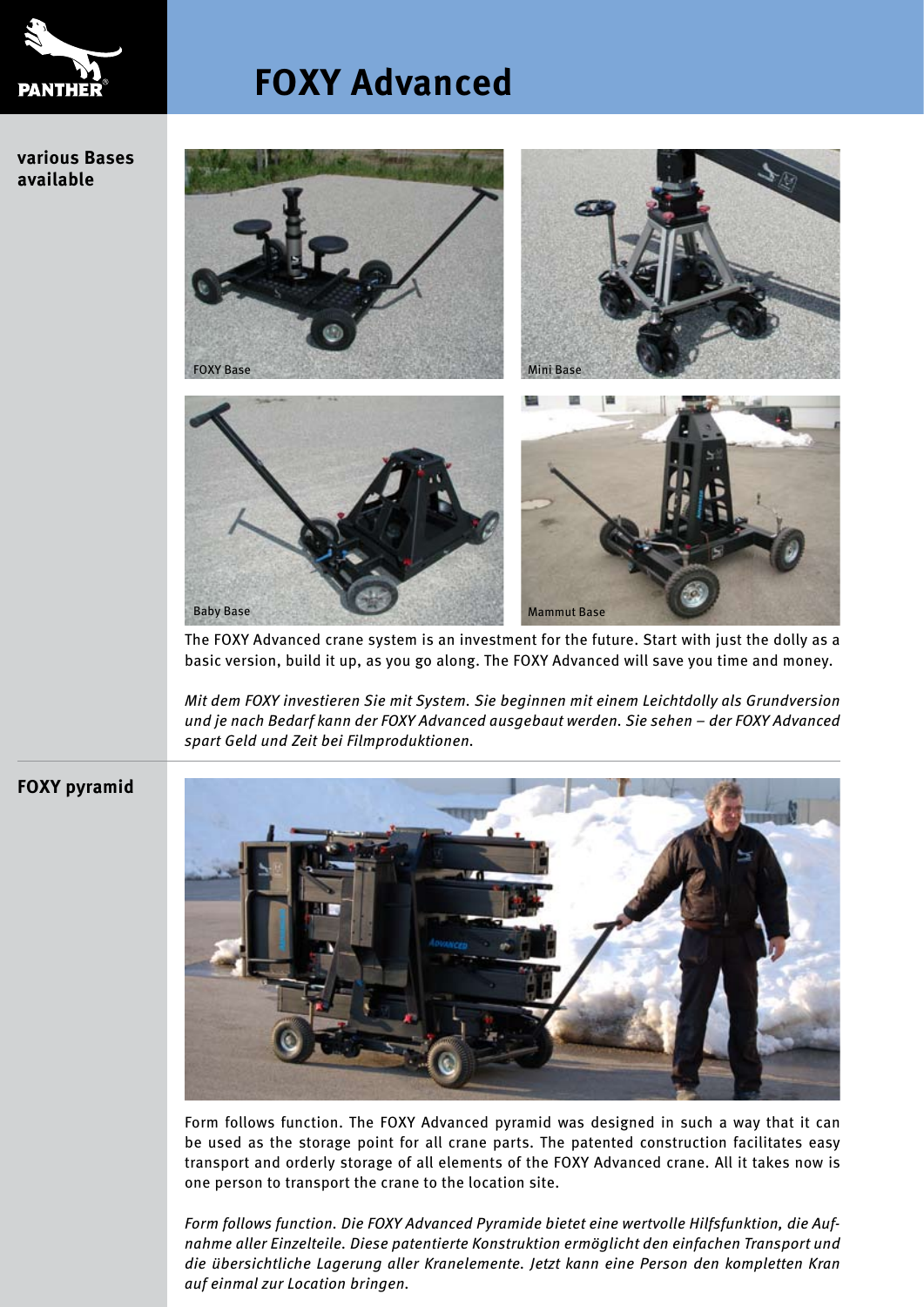PANTHER

# FOXY Advanced

## various Bases available

FOXY Base

Mini Base

Baby Base

Mammut Base

The FOXY Advanced crane system is an investment for the future. Start with just the dolly as a basic version, build it up, as you go along. The FOXY Advanced will save you time and money.

*Mit dem FOXY investieren Sie mit System. Sie beginnen mit einem Leichtdolly als Grundversion und je nach Bedarf kann der FOXY Advanced ausgebaut werden. Sie sehen – der FOXY Advanced spart Geld und Zeit bei Filmproduktionen.*

## FOXY pyramid

Form follows function. The FOXY Advanced pyramid was designed in such a way that it can be used as the storage point for all crane parts. The patented construction facilitates easy transport and orderly storage of all elements of the FOXY Advanced crane. All it takes now is one person to transport the crane to the location site.

*Form follows function. Die FOXY Advanced Pyramide bietet eine wertvolle Hilfsfunktion, die Aufnahme aller Einzelteile. Diese patentierte Konstruktion ermöglicht den einfachen Transport und die übersichtliche Lagerung aller Kranelemente. Jetzt kann eine Person den kompletten Kran auf einmal zur Location bringen.*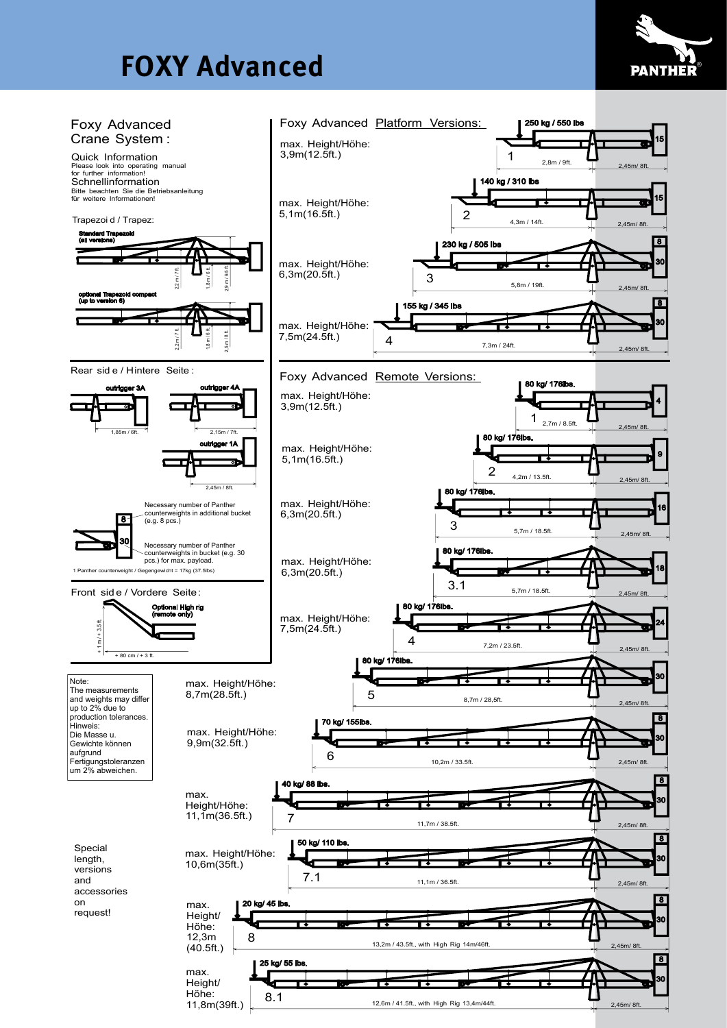# FOXY Advanced

PANTHER

## Foxy Advanced Crane System:

**Quick Information**
Please look into operating manual for further information!

**Schnellinformation**
Bitte beachten Sie die Betriebsanleitung für weitere Informationen!

### Trapezoid / Trapez:

**Standard Trapezoid (all versions)**

2,2 m / 7 ft. — 1,8 m / 6 ft. — 2,9 m / 9,5 ft.

**optional Trapezoid compact (up to version 6)**

2,2 m / 7 ft. — 1,8 m / 6 ft. — 2,5 m / 8 ft.

### Rear side / Hintere Seite:

- outrigger 3A: 1,85m / 6ft.
- outrigger 4A: 2,15m / 7ft.
- outrigger 1A: 2,45m / 8ft.

8 — Necessary number of Panther counterweights in additional bucket (e.g. 8 pcs.)

30 — Necessary number of Panther counterweights in bucket (e.g. 30 pcs.) for max. payload.

1 Panther counterweight / Gegengewicht = 17kg (37.5lbs)

### Front side / Vordere Seite:

Optional High rig (remote only)

+ 1 m / + 3,5 ft. — + 80 cm / + 3 ft.

Note:
The measurements and weights may differ up to 2% due to production tolerances.

Hinweis:
Die Masse u. Gewichte können aufgrund Fertigungstoleranzen um 2% abweichen.

## Foxy Advanced Platform Versions:

| Version | max. Height/Höhe | Payload | Length | Rear | Counterweights |
|---|---|---|---|---|---|
| 1 | 3,9m(12.5ft.) | 250 kg / 550 lbs | 2,8m / 9ft. | 2,45m/ 8ft. | 15 |
| 2 | 5,1m(16.5ft.) | 140 kg / 310 lbs | 4,3m / 14ft. | 2,45m/ 8ft. | 15 |
| 3 | 6,3m(20.5ft.) | 230 kg / 505 lbs | 5,8m / 19ft. | 2,45m/ 8ft. | 30 + 8 |
| 4 | 7,5m(24.5ft.) | 155 kg / 345 lbs | 7,3m / 24ft. | 2,45m/ 8ft. | 30 + 8 |

## Foxy Advanced Remote Versions:

| Version | max. Height/Höhe | Payload | Length | Rear | Counterweights |
|---|---|---|---|---|---|
| 1 | 3,9m(12.5ft.) | 80 kg/ 176lbs. | 2,7m / 8.5ft. | 2,45m/ 8ft. | 4 |
| 2 | 5,1m(16.5ft.) | 80 kg/ 176lbs. | 4,2m / 13.5ft. | 2,45m/ 8ft. | 9 |
| 3 | 6,3m(20.5ft.) | 80 kg/ 176lbs. | 5,7m / 18.5ft. | 2,45m/ 8ft. | 16 |
| 3.1 | 6,3m(20.5ft.) | 80 kg/ 176lbs. | 5,7m / 18.5ft. | 2,45m/ 8ft. | 18 |
| 4 | 7,5m(24.5ft.) | 80 kg/ 176lbs. | 7,2m / 23.5ft. | 2,45m/ 8ft. | 24 |
| 5 | 8,7m(28.5ft.) | 80 kg/ 176lbs. | 8,7m / 28,5ft. | 2,45m/ 8ft. | 30 |
| 6 | 9,9m(32.5ft.) | 70 kg/ 155lbs. | 10,2m / 33.5ft. | 2,45m/ 8ft. | 30 + 8 |
| 7 | 11,1m(36.5ft.) | 40 kg/ 88 lbs. | 11,7m / 38.5ft. | 2,45m/ 8ft. | 30 + 8 |
| 7.1 | 10,6m(35ft.) | 50 kg/ 110 lbs. | 11,1m / 36.5ft. | 2,45m/ 8ft. | 30 + 8 |
| 8 | 12,3m (40.5ft.) | 20 kg/ 45 lbs. | 13,2m / 43.5ft., with High Rig 14m/46ft. | 2,45m/ 8ft. | 30 + 8 |
| 8.1 | 11,8m(39ft.) | 25 kg/ 55 lbs. | 12,6m / 41.5ft., with High Rig 13,4m/44ft. | 2,45m/ 8ft. | 30 + 8 |

Special length, versions and accessories on request!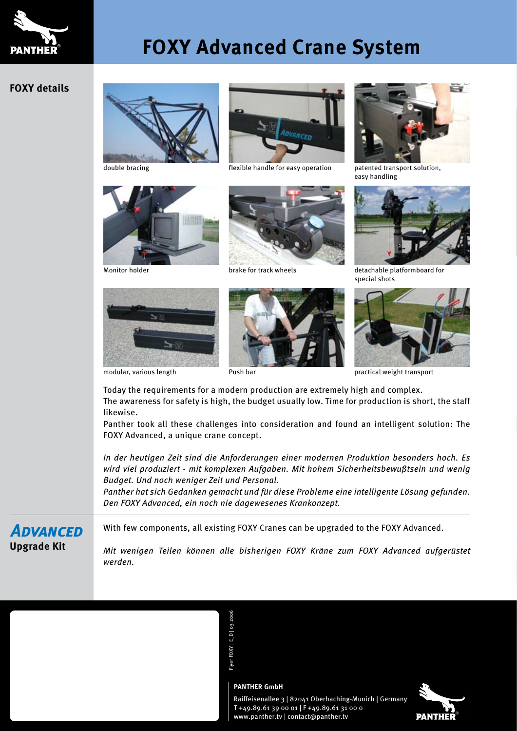# FOXY Advanced Crane System

## FOXY details

double bracing

flexible handle for easy operation

patented transport solution, easy handling

Monitor holder

brake for track wheels

detachable platformboard for special shots

modular, various length

Push bar

practical weight transport

Today the requirements for a modern production are extremely high and complex. The awareness for safety is high, the budget usually low. Time for production is short, the staff likewise.

Panther took all these challenges into consideration and found an intelligent solution: The FOXY Advanced, a unique crane concept.

*In der heutigen Zeit sind die Anforderungen einer modernen Produktion besonders hoch. Es wird viel produziert - mit komplexen Aufgaben. Mit hohem Sicherheitsbewußtsein und wenig Budget. Und noch weniger Zeit und Personal.*

*Panther hat sich Gedanken gemacht und für diese Probleme eine intelligente Lösung gefunden. Den FOXY Advanced, ein noch nie dagewesenes Krankonzept.*

## *Advanced* Upgrade Kit

With few components, all existing FOXY Cranes can be upgraded to the FOXY Advanced.

*Mit wenigen Teilen können alle bisherigen FOXY Kräne zum FOXY Advanced aufgerüstet werden.*

Flyer FOXY | E_D | 03.2006

**PANTHER GmbH**

Raiffeisenallee 3 | 82041 Oberhaching-Munich | Germany
T +49.89.61 39 00 01 | F +49.89.61 31 00 0
www.panther.tv | contact@panther.tv